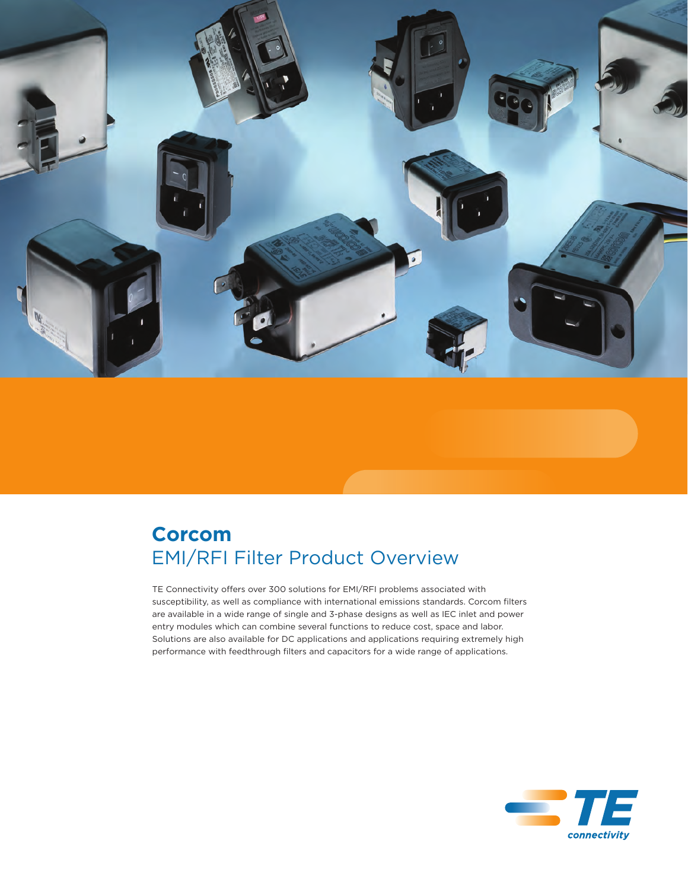# Corcom

## EMI/RFI Filter Product Overview

TE Connectivity offers over 300 solutions for EMI/RFI problems associated with susceptibility, as well as compliance with international emissions standards. Corcom filters are available in a wide range of single and 3-phase designs as well as IEC inlet and power entry modules which can combine several functions to reduce cost, space and labor. Solutions are also available for DC applications and applications requiring extremely high performance with feedthrough filters and capacitors for a wide range of applications.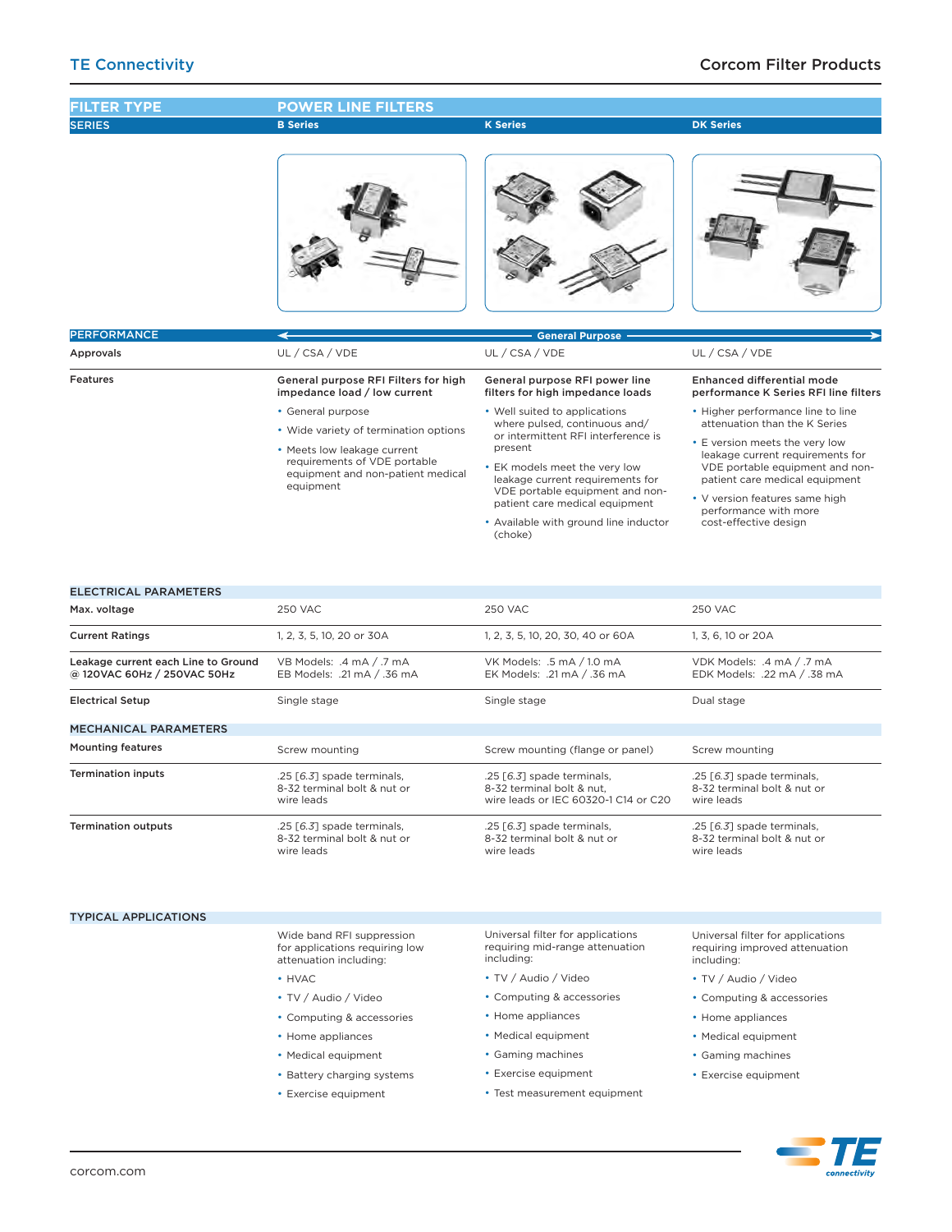| FILTER TYPE | POWER LINE FILTERS | | |
|---|---|---|---|
| **SERIES** | **B Series** | **K Series** | **DK Series** |
| **PERFORMANCE** | General Purpose | | |
| Approvals | UL / CSA / VDE | UL / CSA / VDE | UL / CSA / VDE |
| Features | **General purpose RFI Filters for high impedance load / low current**<br>• General purpose<br>• Wide variety of termination options<br>• Meets low leakage current requirements of VDE portable equipment and non-patient medical equipment | **General purpose RFI power line filters for high impedance loads**<br>• Well suited to applications where pulsed, continuous and/or intermittent RFI interference is present<br>• EK models meet the very low leakage current requirements for VDE portable equipment and non-patient care medical equipment<br>• Available with ground line inductor (choke) | **Enhanced differential mode performance K Series RFI line filters**<br>• Higher performance line to line attenuation than the K Series<br>• E version meets the very low leakage current requirements for VDE portable equipment and non-patient care medical equipment<br>• V version features same high performance with more cost-effective design |
| **ELECTRICAL PARAMETERS** | | | |
| Max. voltage | 250 VAC | 250 VAC | 250 VAC |
| Current Ratings | 1, 2, 3, 5, 10, 20 or 30A | 1, 2, 3, 5, 10, 20, 30, 40 or 60A | 1, 3, 6, 10 or 20A |
| Leakage current each Line to Ground @ 120VAC 60Hz / 250VAC 50Hz | VB Models: .4 mA / .7 mA<br>EB Models: .21 mA / .36 mA | VK Models: .5 mA / 1.0 mA<br>EK Models: .21 mA / .36 mA | VDK Models: .4 mA / .7 mA<br>EDK Models: .22 mA / .38 mA |
| Electrical Setup | Single stage | Single stage | Dual stage |
| **MECHANICAL PARAMETERS** | | | |
| Mounting features | Screw mounting | Screw mounting (flange or panel) | Screw mounting |
| Termination inputs | .25 [6.3] spade terminals, 8-32 terminal bolt & nut or wire leads | .25 [6.3] spade terminals, 8-32 terminal bolt & nut, wire leads or IEC 60320-1 C14 or C20 | .25 [6.3] spade terminals, 8-32 terminal bolt & nut or wire leads |
| Termination outputs | .25 [6.3] spade terminals, 8-32 terminal bolt & nut or wire leads | .25 [6.3] spade terminals, 8-32 terminal bolt & nut or wire leads | .25 [6.3] spade terminals, 8-32 terminal bolt & nut or wire leads |
| **TYPICAL APPLICATIONS** | Wide band RFI suppression for applications requiring low attenuation including:<br>• HVAC<br>• TV / Audio / Video<br>• Computing & accessories<br>• Home appliances<br>• Medical equipment<br>• Battery charging systems<br>• Exercise equipment | Universal filter for applications requiring mid-range attenuation including:<br>• TV / Audio / Video<br>• Computing & accessories<br>• Home appliances<br>• Medical equipment<br>• Gaming machines<br>• Exercise equipment<br>• Test measurement equipment | Universal filter for applications requiring improved attenuation including:<br>• TV / Audio / Video<br>• Computing & accessories<br>• Home appliances<br>• Medical equipment<br>• Gaming machines<br>• Exercise equipment |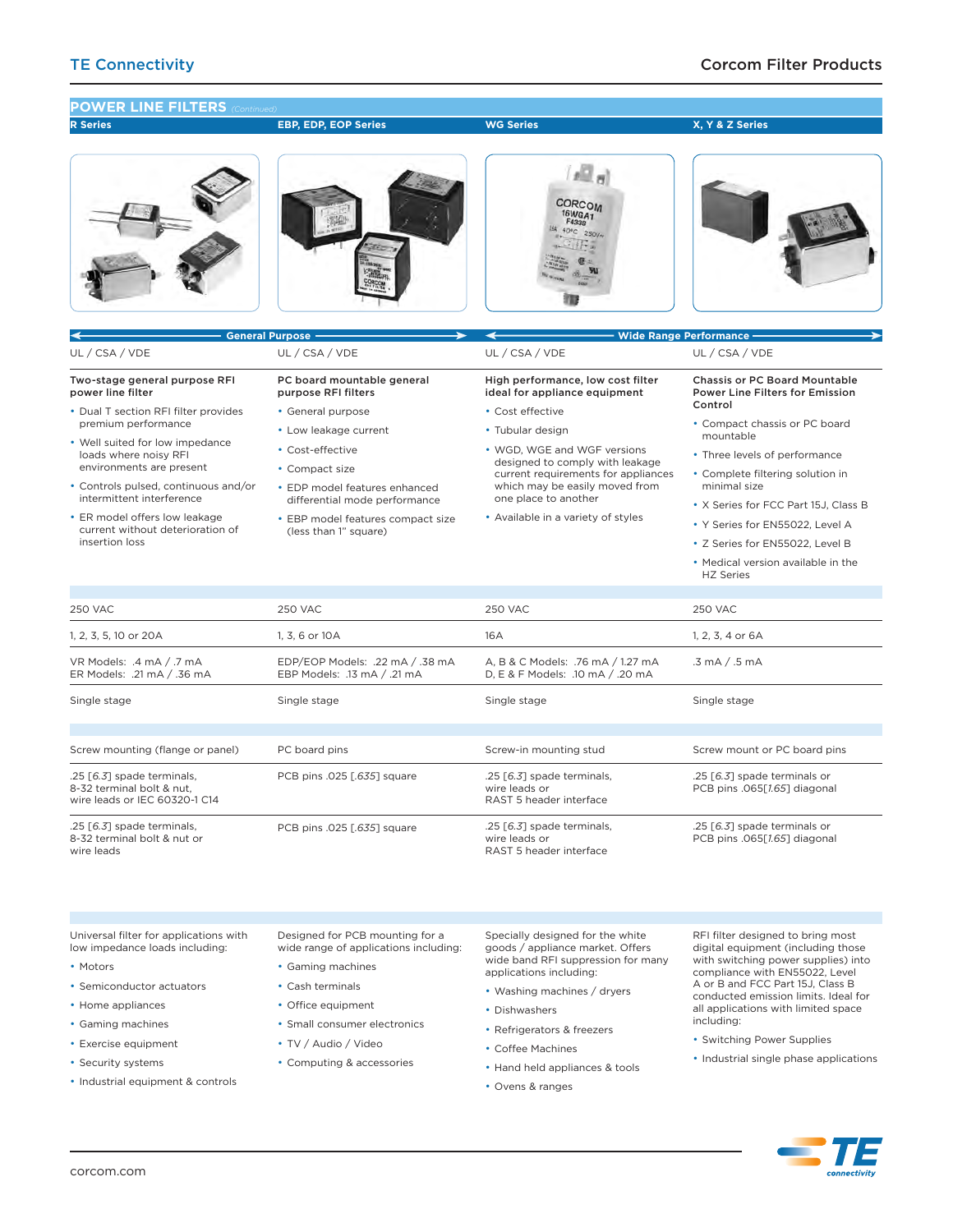## POWER LINE FILTERS *(Continued)*

| R Series | EBP, EDP, EOP Series | WG Series | X, Y & Z Series |
|---|---|---|---|
| General Purpose | | Wide Range Performance | |
| UL / CSA / VDE | UL / CSA / VDE | UL / CSA / VDE | UL / CSA / VDE |
| **Two-stage general purpose RFI power line filter**<br>• Dual T section RFI filter provides premium performance<br>• Well suited for low impedance loads where noisy RFI environments are present<br>• Controls pulsed, continuous and/or intermittent interference<br>• ER model offers low leakage current without deterioration of insertion loss | **PC board mountable general purpose RFI filters**<br>• General purpose<br>• Low leakage current<br>• Cost-effective<br>• Compact size<br>• EDP model features enhanced differential mode performance<br>• EBP model features compact size (less than 1" square) | **High performance, low cost filter ideal for appliance equipment**<br>• Cost effective<br>• Tubular design<br>• WGD, WGE and WGF versions designed to comply with leakage current requirements for appliances which may be easily moved from one place to another<br>• Available in a variety of styles | **Chassis or PC Board Mountable Power Line Filters for Emission Control**<br>• Compact chassis or PC board mountable<br>• Three levels of performance<br>• Complete filtering solution in minimal size<br>• X Series for FCC Part 15J, Class B<br>• Y Series for EN55022, Level A<br>• Z Series for EN55022, Level B<br>• Medical version available in the HZ Series |
| 250 VAC | 250 VAC | 250 VAC | 250 VAC |
| 1, 2, 3, 5, 10 or 20A | 1, 3, 6 or 10A | 16A | 1, 2, 3, 4 or 6A |
| VR Models: .4 mA / .7 mA<br>ER Models: .21 mA / .36 mA | EDP/EOP Models: .22 mA / .38 mA<br>EBP Models: .13 mA / .21 mA | A, B & C Models: .76 mA / 1.27 mA<br>D, E & F Models: .10 mA / .20 mA | .3 mA / .5 mA |
| Single stage | Single stage | Single stage | Single stage |
| Screw mounting (flange or panel) | PC board pins | Screw-in mounting stud | Screw mount or PC board pins |
| .25 [6.3] spade terminals,<br>8-32 terminal bolt & nut,<br>wire leads or IEC 60320-1 C14 | PCB pins .025 [.635] square | .25 [6.3] spade terminals,<br>wire leads or<br>RAST 5 header interface | .25 [6.3] spade terminals or<br>PCB pins .065[1.65] diagonal |
| .25 [6.3] spade terminals,<br>8-32 terminal bolt & nut or<br>wire leads | PCB pins .025 [.635] square | .25 [6.3] spade terminals,<br>wire leads or<br>RAST 5 header interface | .25 [6.3] spade terminals or<br>PCB pins .065[1.65] diagonal |
| Universal filter for applications with low impedance loads including:<br>• Motors<br>• Semiconductor actuators<br>• Home appliances<br>• Gaming machines<br>• Exercise equipment<br>• Security systems<br>• Industrial equipment & controls | Designed for PCB mounting for a wide range of applications including:<br>• Gaming machines<br>• Cash terminals<br>• Office equipment<br>• Small consumer electronics<br>• TV / Audio / Video<br>• Computing & accessories | Specially designed for the white goods / appliance market. Offers wide band RFI suppression for many applications including:<br>• Washing machines / dryers<br>• Dishwashers<br>• Refrigerators & freezers<br>• Coffee Machines<br>• Hand held appliances & tools<br>• Ovens & ranges | RFI filter designed to bring most digital equipment (including those with switching power supplies) into compliance with EN55022, Level A or B and FCC Part 15J, Class B conducted emission limits. Ideal for all applications with limited space including:<br>• Switching Power Supplies<br>• Industrial single phase applications |

corcom.com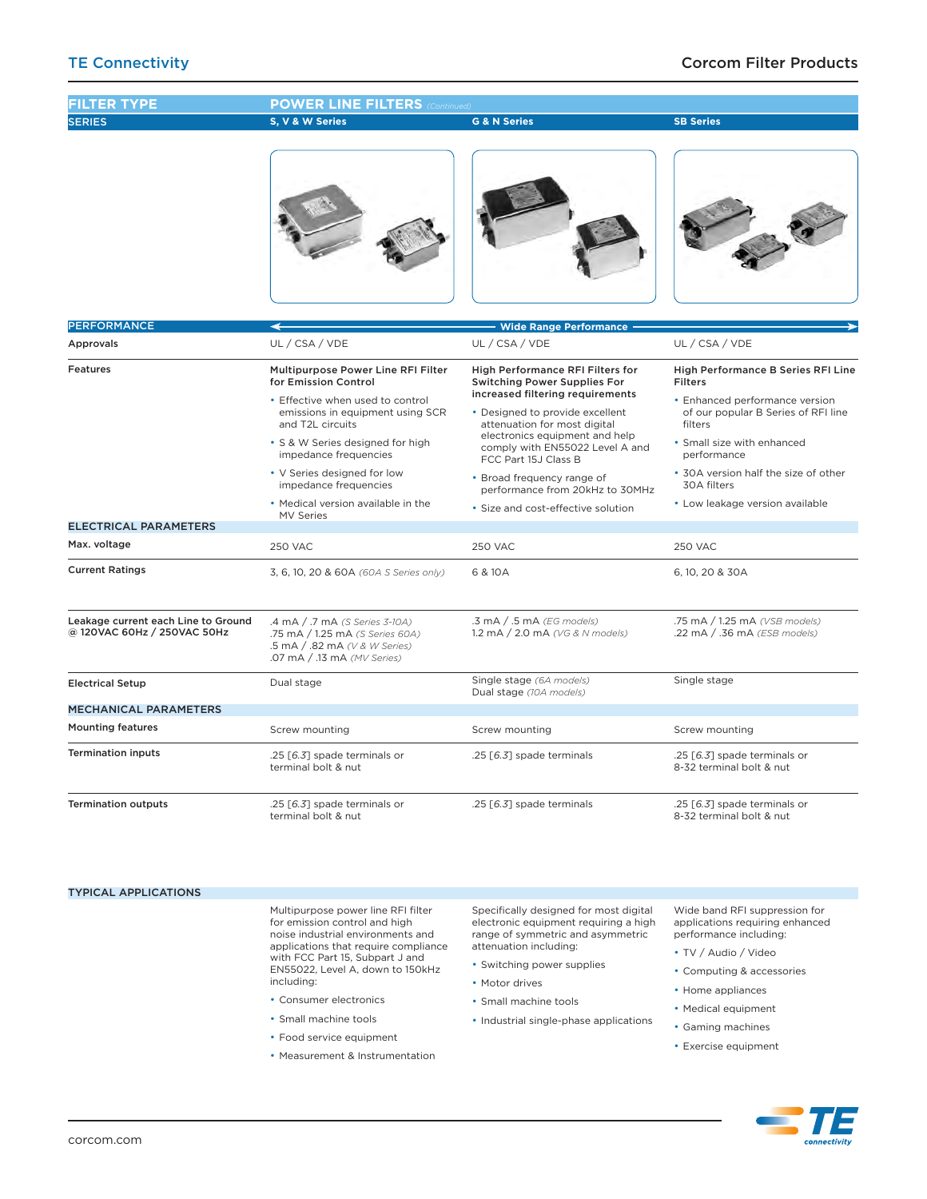| FILTER TYPE | POWER LINE FILTERS *(Continued)* | | |
|---|---|---|---|
| SERIES | S, V & W Series | G & N Series | SB Series |
| **PERFORMANCE** | Wide Range Performance | | |
| **Approvals** | UL / CSA / VDE | UL / CSA / VDE | UL / CSA / VDE |
| **Features** | **Multipurpose Power Line RFI Filter for Emission Control**<br>• Effective when used to control emissions in equipment using SCR and T2L circuits<br>• S & W Series designed for high impedance frequencies<br>• V Series designed for low impedance frequencies<br>• Medical version available in the MV Series | **High Performance RFI Filters for Switching Power Supplies For increased filtering requirements**<br>• Designed to provide excellent attenuation for most digital electronics equipment and help comply with EN55022 Level A and FCC Part 15J Class B<br>• Broad frequency range of performance from 20kHz to 30MHz<br>• Size and cost-effective solution | **High Performance B Series RFI Line Filters**<br>• Enhanced performance version of our popular B Series of RFI line filters<br>• Small size with enhanced performance<br>• 30A version half the size of other 30A filters<br>• Low leakage version available |
| **ELECTRICAL PARAMETERS** | | | |
| **Max. voltage** | 250 VAC | 250 VAC | 250 VAC |
| **Current Ratings** | 3, 6, 10, 20 & 60A *(60A S Series only)* | 6 & 10A | 6, 10, 20 & 30A |
| **Leakage current each Line to Ground @ 120VAC 60Hz / 250VAC 50Hz** | .4 mA / .7 mA *(S Series 3-10A)*<br>.75 mA / 1.25 mA *(S Series 60A)*<br>.5 mA / .82 mA *(V & W Series)*<br>.07 mA / .13 mA *(MV Series)* | .3 mA / .5 mA *(EG models)*<br>1.2 mA / 2.0 mA *(VG & N models)* | .75 mA / 1.25 mA *(VSB models)*<br>.22 mA / .36 mA *(ESB models)* |
| **Electrical Setup** | Dual stage | Single stage *(6A models)*<br>Dual stage *(10A models)* | Single stage |
| **MECHANICAL PARAMETERS** | | | |
| **Mounting features** | Screw mounting | Screw mounting | Screw mounting |
| **Termination inputs** | .25 [6.3] spade terminals or terminal bolt & nut | .25 [6.3] spade terminals | .25 [6.3] spade terminals or 8-32 terminal bolt & nut |
| **Termination outputs** | .25 [6.3] spade terminals or terminal bolt & nut | .25 [6.3] spade terminals | .25 [6.3] spade terminals or 8-32 terminal bolt & nut |
| **TYPICAL APPLICATIONS** | Multipurpose power line RFI filter for emission control and high noise industrial environments and applications that require compliance with FCC Part 15, Subpart J and EN55022, Level A, down to 150kHz including:<br>• Consumer electronics<br>• Small machine tools<br>• Food service equipment<br>• Measurement & Instrumentation | Specifically designed for most digital electronic equipment requiring a high range of symmetric and asymmetric attenuation including:<br>• Switching power supplies<br>• Motor drives<br>• Small machine tools<br>• Industrial single-phase applications | Wide band RFI suppression for applications requiring enhanced performance including:<br>• TV / Audio / Video<br>• Computing & accessories<br>• Home appliances<br>• Medical equipment<br>• Gaming machines<br>• Exercise equipment |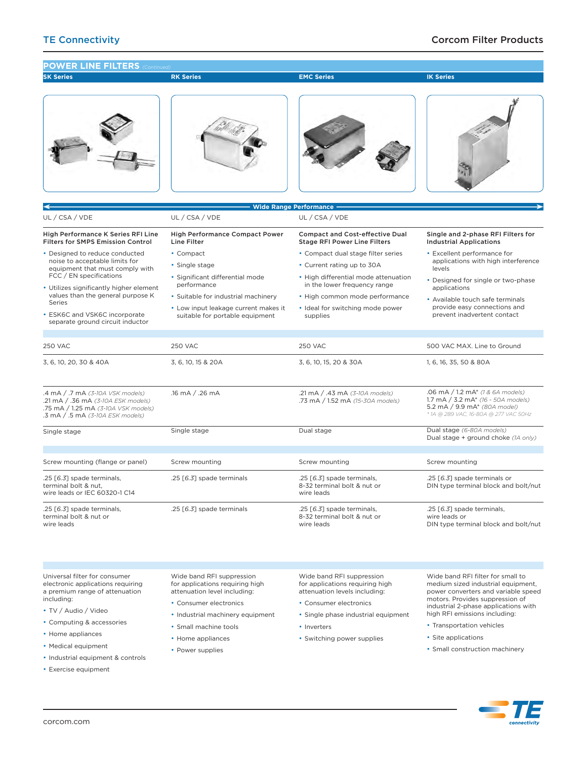## POWER LINE FILTERS *(Continued)*

| SK Series | RK Series | EMC Series | IK Series |
|---|---|---|---|
| Wide Range Performance | | | |
| UL / CSA / VDE | UL / CSA / VDE | UL / CSA / VDE | |
| **High Performance K Series RFI Line Filters for SMPS Emission Control** | **High Performance Compact Power Line Filter** | **Compact and Cost-effective Dual Stage RFI Power Line Filters** | **Single and 2-phase RFI Filters for Industrial Applications** |
| • Designed to reduce conducted noise to acceptable limits for equipment that must comply with FCC / EN specifications<br>• Utilizes significantly higher element values than the general purpose K Series<br>• ESK6C and VSK6C incorporate separate ground circuit inductor | • Compact<br>• Single stage<br>• Significant differential mode performance<br>• Suitable for industrial machinery<br>• Low input leakage current makes it suitable for portable equipment | • Compact dual stage filter series<br>• Current rating up to 30A<br>• High differential mode attenuation in the lower frequency range<br>• High common mode performance<br>• Ideal for switching mode power supplies | • Excellent performance for applications with high interference levels<br>• Designed for single or two-phase applications<br>• Available touch safe terminals provide easy connections and prevent inadvertent contact |
| 250 VAC | 250 VAC | 250 VAC | 500 VAC MAX. Line to Ground |
| 3, 6, 10, 20, 30 & 40A | 3, 6, 10, 15 & 20A | 3, 6, 10, 15, 20 & 30A | 1, 6, 16, 35, 50 & 80A |
| .4 mA / .7 mA *(3-10A VSK models)*<br>.21 mA / .36 mA *(3-10A ESK models)*<br>.75 mA / 1.25 mA *(3-10A VSK models)*<br>.3 mA / .5 mA *(3-10A ESK models)* | .16 mA / .26 mA | .21 mA / .43 mA *(3-10A models)*<br>.73 mA / 1.52 mA *(15-30A models)* | .06 mA / 1.2 mA* *(1 & 6A models)*<br>1.7 mA / 3.2 mA* *(16 - 50A models)*<br>5.2 mA / 9.9 mA* *(80A model)*<br>*\* 1A @ 289 VAC, 16-80A @ 277 VAC 50Hz* |
| Single stage | Single stage | Dual stage | Dual stage *(6-80A models)*<br>Dual stage + ground choke *(1A only)* |
| Screw mounting (flange or panel) | Screw mounting | Screw mounting | Screw mounting |
| .25 [6.3] spade terminals, terminal bolt & nut, wire leads or IEC 60320-1 C14 | .25 [6.3] spade terminals | .25 [6.3] spade terminals, 8-32 terminal bolt & nut or wire leads | .25 [6.3] spade terminals or DIN type terminal block and bolt/nut |
| .25 [6.3] spade terminals, terminal bolt & nut or wire leads | .25 [6.3] spade terminals | .25 [6.3] spade terminals, 8-32 terminal bolt & nut or wire leads | .25 [6.3] spade terminals, wire leads or DIN type terminal block and bolt/nut |
| Universal filter for consumer electronic applications requiring a premium range of attenuation including:<br>• TV / Audio / Video<br>• Computing & accessories<br>• Home appliances<br>• Medical equipment<br>• Industrial equipment & controls<br>• Exercise equipment | Wide band RFI suppression for applications requiring high attenuation level including:<br>• Consumer electronics<br>• Industrial machinery equipment<br>• Small machine tools<br>• Home appliances<br>• Power supplies | Wide band RFI suppression for applications requiring high attenuation levels including:<br>• Consumer electronics<br>• Single phase industrial equipment<br>• Inverters<br>• Switching power supplies | Wide band RFI filter for small to medium sized industrial equipment, power converters and variable speed motors. Provides suppression of industrial 2-phase applications with high RFI emissions including:<br>• Transportation vehicles<br>• Site applications<br>• Small construction machinery |

corcom.com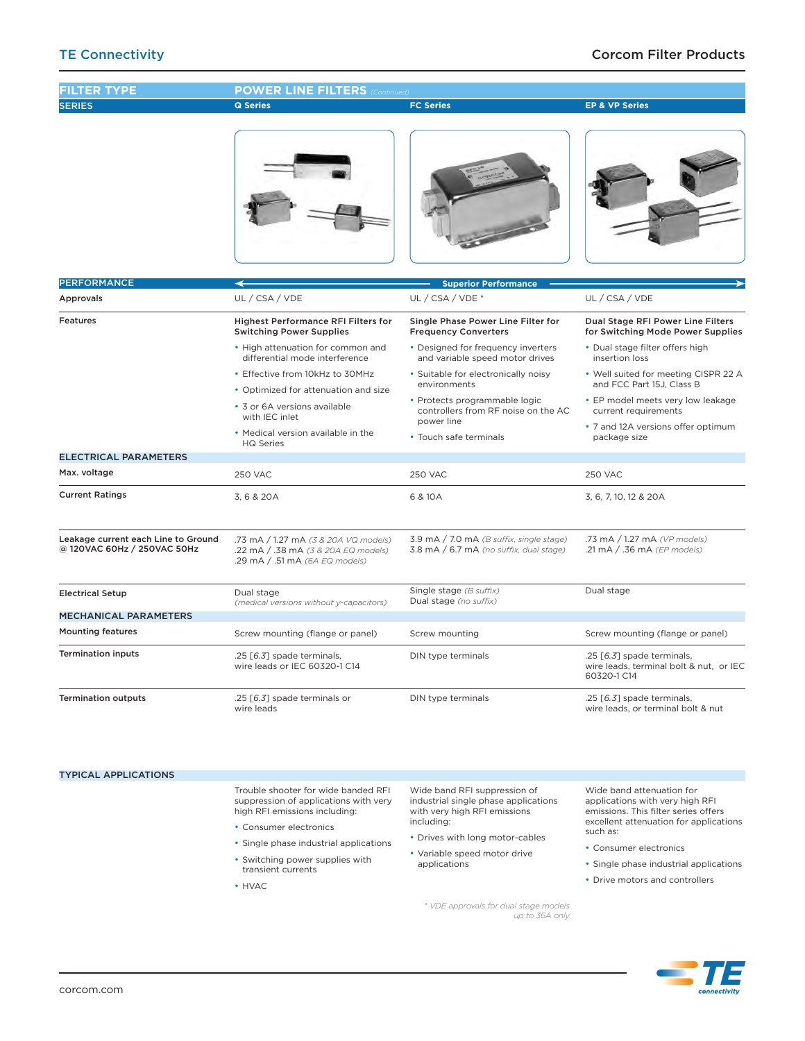| FILTER TYPE | POWER LINE FILTERS *(Continued)* | | |
|---|---|---|---|
| **SERIES** | **Q Series** | **FC Series** | **EP & VP Series** |
| **PERFORMANCE** | | **Superior Performance** | |
| **Approvals** | UL / CSA / VDE | UL / CSA / VDE * | UL / CSA / VDE |
| **Features** | **Highest Performance RFI Filters for Switching Power Supplies**<br>• High attenuation for common and differential mode interference<br>• Effective from 10kHz to 30MHz<br>• Optimized for attenuation and size<br>• 3 or 6A versions available with IEC inlet<br>• Medical version available in the HQ Series | **Single Phase Power Line Filter for Frequency Converters**<br>• Designed for frequency inverters and variable speed motor drives<br>• Suitable for electronically noisy environments<br>• Protects programmable logic controllers from RF noise on the AC power line<br>• Touch safe terminals | **Dual Stage RFI Power Line Filters for Switching Mode Power Supplies**<br>• Dual stage filter offers high insertion loss<br>• Well suited for meeting CISPR 22 A and FCC Part 15J, Class B<br>• EP model meets very low leakage current requirements<br>• 7 and 12A versions offer optimum package size |
| **ELECTRICAL PARAMETERS** | | | |
| **Max. voltage** | 250 VAC | 250 VAC | 250 VAC |
| **Current Ratings** | 3, 6 & 20A | 6 & 10A | 3, 6, 7, 10, 12 & 20A |
| **Leakage current each Line to Ground @ 120VAC 60Hz / 250VAC 50Hz** | .73 mA / 1.27 mA *(3 & 20A VQ models)*<br>.22 mA / .38 mA *(3 & 20A EQ models)*<br>.29 mA / .51 mA *(6A EQ models)* | 3.9 mA / 7.0 mA *(B suffix, single stage)*<br>3.8 mA / 6.7 mA *(no suffix, dual stage)* | .73 mA / 1.27 mA *(VP models)*<br>.21 mA / .36 mA *(EP models)* |
| **Electrical Setup** | Dual stage<br>*(medical versions without y-capacitors)* | Single stage *(B suffix)*<br>Dual stage *(no suffix)* | Dual stage |
| **MECHANICAL PARAMETERS** | | | |
| **Mounting features** | Screw mounting (flange or panel) | Screw mounting | Screw mounting (flange or panel) |
| **Termination inputs** | .25 [6.3] spade terminals, wire leads or IEC 60320-1 C14 | DIN type terminals | .25 [6.3] spade terminals, wire leads, terminal bolt & nut, or IEC 60320-1 C14 |
| **Termination outputs** | .25 [6.3] spade terminals or wire leads | DIN type terminals | .25 [6.3] spade terminals, wire leads, or terminal bolt & nut |
| **TYPICAL APPLICATIONS** | Trouble shooter for wide banded RFI suppression of applications with very high RFI emissions including:<br>• Consumer electronics<br>• Single phase industrial applications<br>• Switching power supplies with transient currents<br>• HVAC | Wide band RFI suppression of industrial single phase applications with very high RFI emissions including:<br>• Drives with long motor-cables<br>• Variable speed motor drive applications | Wide band attenuation for applications with very high RFI emissions. This filter series offers excellent attenuation for applications such as:<br>• Consumer electronics<br>• Single phase industrial applications<br>• Drive motors and controllers |

*\* VDE approvals for dual stage models up to 36A only*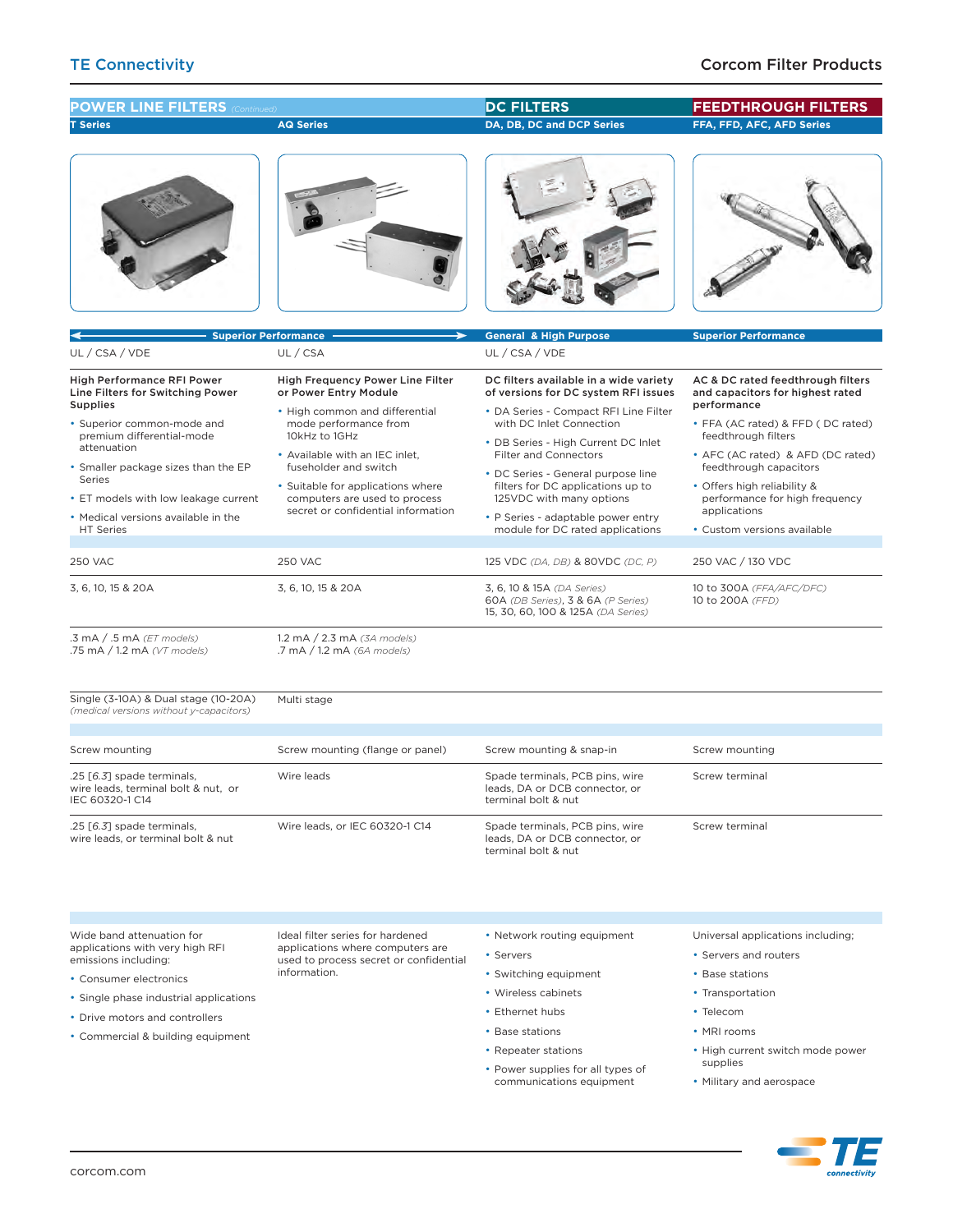## POWER LINE FILTERS *(Continued)* | DC FILTERS | FEEDTHROUGH FILTERS

| T Series | AQ Series | DA, DB, DC and DCP Series | FFA, FFD, AFC, AFD Series |
|---|---|---|---|
| Superior Performance | Superior Performance | General & High Purpose | Superior Performance |
| UL / CSA / VDE | UL / CSA | UL / CSA / VDE | |
| **High Performance RFI Power Line Filters for Switching Power Supplies**<br>• Superior common-mode and premium differential-mode attenuation<br>• Smaller package sizes than the EP Series<br>• ET models with low leakage current<br>• Medical versions available in the HT Series | **High Frequency Power Line Filter or Power Entry Module**<br>• High common and differential mode performance from 10kHz to 1GHz<br>• Available with an IEC inlet, fuseholder and switch<br>• Suitable for applications where computers are used to process secret or confidential information | **DC filters available in a wide variety of versions for DC system RFI issues**<br>• DA Series - Compact RFI Line Filter with DC Inlet Connection<br>• DB Series - High Current DC Inlet Filter and Connectors<br>• DC Series - General purpose line filters for DC applications up to 125VDC with many options<br>• P Series - adaptable power entry module for DC rated applications | **AC & DC rated feedthrough filters and capacitors for highest rated performance**<br>• FFA (AC rated) & FFD ( DC rated) feedthrough filters<br>• AFC (AC rated) & AFD (DC rated) feedthrough capacitors<br>• Offers high reliability & performance for high frequency applications<br>• Custom versions available |
| 250 VAC | 250 VAC | 125 VDC *(DA, DB)* & 80VDC *(DC, P)* | 250 VAC / 130 VDC |
| 3, 6, 10, 15 & 20A | 3, 6, 10, 15 & 20A | 3, 6, 10 & 15A *(DA Series)*<br>60A *(DB Series)*, 3 & 6A *(P Series)*<br>15, 30, 60, 100 & 125A *(DA Series)* | 10 to 300A *(FFA/AFC/DFC)*<br>10 to 200A *(FFD)* |
| .3 mA / .5 mA *(ET models)*<br>.75 mA / 1.2 mA *(VT models)* | 1.2 mA / 2.3 mA *(3A models)*<br>.7 mA / 1.2 mA *(6A models)* | | |
| Single (3-10A) & Dual stage (10-20A)<br>*(medical versions without y-capacitors)* | Multi stage | | |
| Screw mounting | Screw mounting (flange or panel) | Screw mounting & snap-in | Screw mounting |
| .25 [6.3] spade terminals, wire leads, terminal bolt & nut, or IEC 60320-1 C14 | Wire leads | Spade terminals, PCB pins, wire leads, DA or DCB connector, or terminal bolt & nut | Screw terminal |
| .25 [6.3] spade terminals, wire leads, or terminal bolt & nut | Wire leads, or IEC 60320-1 C14 | Spade terminals, PCB pins, wire leads, DA or DCB connector, or terminal bolt & nut | Screw terminal |
| Wide band attenuation for applications with very high RFI emissions including:<br>• Consumer electronics<br>• Single phase industrial applications<br>• Drive motors and controllers<br>• Commercial & building equipment | Ideal filter series for hardened applications where computers are used to process secret or confidential information. | • Network routing equipment<br>• Servers<br>• Switching equipment<br>• Wireless cabinets<br>• Ethernet hubs<br>• Base stations<br>• Repeater stations<br>• Power supplies for all types of communications equipment | Universal applications including;<br>• Servers and routers<br>• Base stations<br>• Transportation<br>• Telecom<br>• MRI rooms<br>• High current switch mode power supplies<br>• Military and aerospace |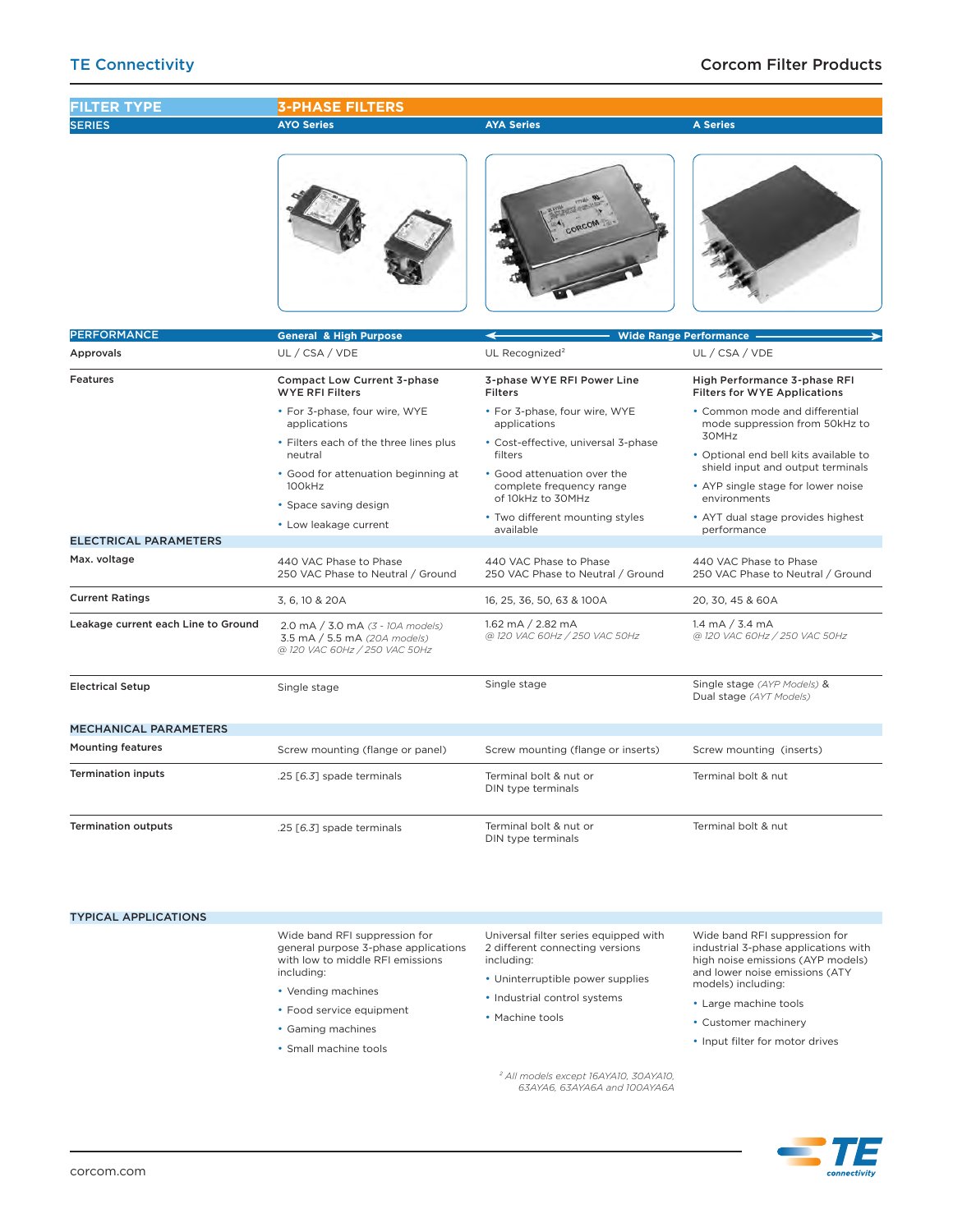| FILTER TYPE | 3-PHASE FILTERS | | |
|---|---|---|---|
| SERIES | AYO Series | AYA Series | A Series |
| PERFORMANCE | General & High Purpose | Wide Range Performance | |
| Approvals | UL / CSA / VDE | UL Recognized[2] | UL / CSA / VDE |
| Features | **Compact Low Current 3-phase WYE RFI Filters**<br>• For 3-phase, four wire, WYE applications<br>• Filters each of the three lines plus neutral<br>• Good for attenuation beginning at 100kHz<br>• Space saving design<br>• Low leakage current | **3-phase WYE RFI Power Line Filters**<br>• For 3-phase, four wire, WYE applications<br>• Cost-effective, universal 3-phase filters<br>• Good attenuation over the complete frequency range of 10kHz to 30MHz<br>• Two different mounting styles available | **High Performance 3-phase RFI Filters for WYE Applications**<br>• Common mode and differential mode suppression from 50kHz to 30MHz<br>• Optional end bell kits available to shield input and output terminals<br>• AYP single stage for lower noise environments<br>• AYT dual stage provides highest performance |
| **ELECTRICAL PARAMETERS** | | | |
| Max. voltage | 440 VAC Phase to Phase<br>250 VAC Phase to Neutral / Ground | 440 VAC Phase to Phase<br>250 VAC Phase to Neutral / Ground | 440 VAC Phase to Phase<br>250 VAC Phase to Neutral / Ground |
| Current Ratings | 3, 6, 10 & 20A | 16, 25, 36, 50, 63 & 100A | 20, 30, 45 & 60A |
| Leakage current each Line to Ground | 2.0 mA / 3.0 mA *(3 - 10A models)*<br>3.5 mA / 5.5 mA *(20A models)*<br>*@ 120 VAC 60Hz / 250 VAC 50Hz* | 1.62 mA / 2.82 mA<br>*@ 120 VAC 60Hz / 250 VAC 50Hz* | 1.4 mA / 3.4 mA<br>*@ 120 VAC 60Hz / 250 VAC 50Hz* |
| Electrical Setup | Single stage | Single stage | Single stage *(AYP Models)* &<br>Dual stage *(AYT Models)* |
| **MECHANICAL PARAMETERS** | | | |
| Mounting features | Screw mounting (flange or panel) | Screw mounting (flange or inserts) | Screw mounting (inserts) |
| Termination inputs | .25 [6.3] spade terminals | Terminal bolt & nut or<br>DIN type terminals | Terminal bolt & nut |
| Termination outputs | .25 [6.3] spade terminals | Terminal bolt & nut or<br>DIN type terminals | Terminal bolt & nut |
| **TYPICAL APPLICATIONS** | Wide band RFI suppression for general purpose 3-phase applications with low to middle RFI emissions including:<br>• Vending machines<br>• Food service equipment<br>• Gaming machines<br>• Small machine tools | Universal filter series equipped with 2 different connecting versions including:<br>• Uninterruptible power supplies<br>• Industrial control systems<br>• Machine tools | Wide band RFI suppression for industrial 3-phase applications with high noise emissions (AYP models) and lower noise emissions (ATY models) including:<br>• Large machine tools<br>• Customer machinery<br>• Input filter for motor drives |

[2] *All models except 16AYA10, 30AYA10, 63AYA6, 63AYA6A and 100AYA6A*

corcom.com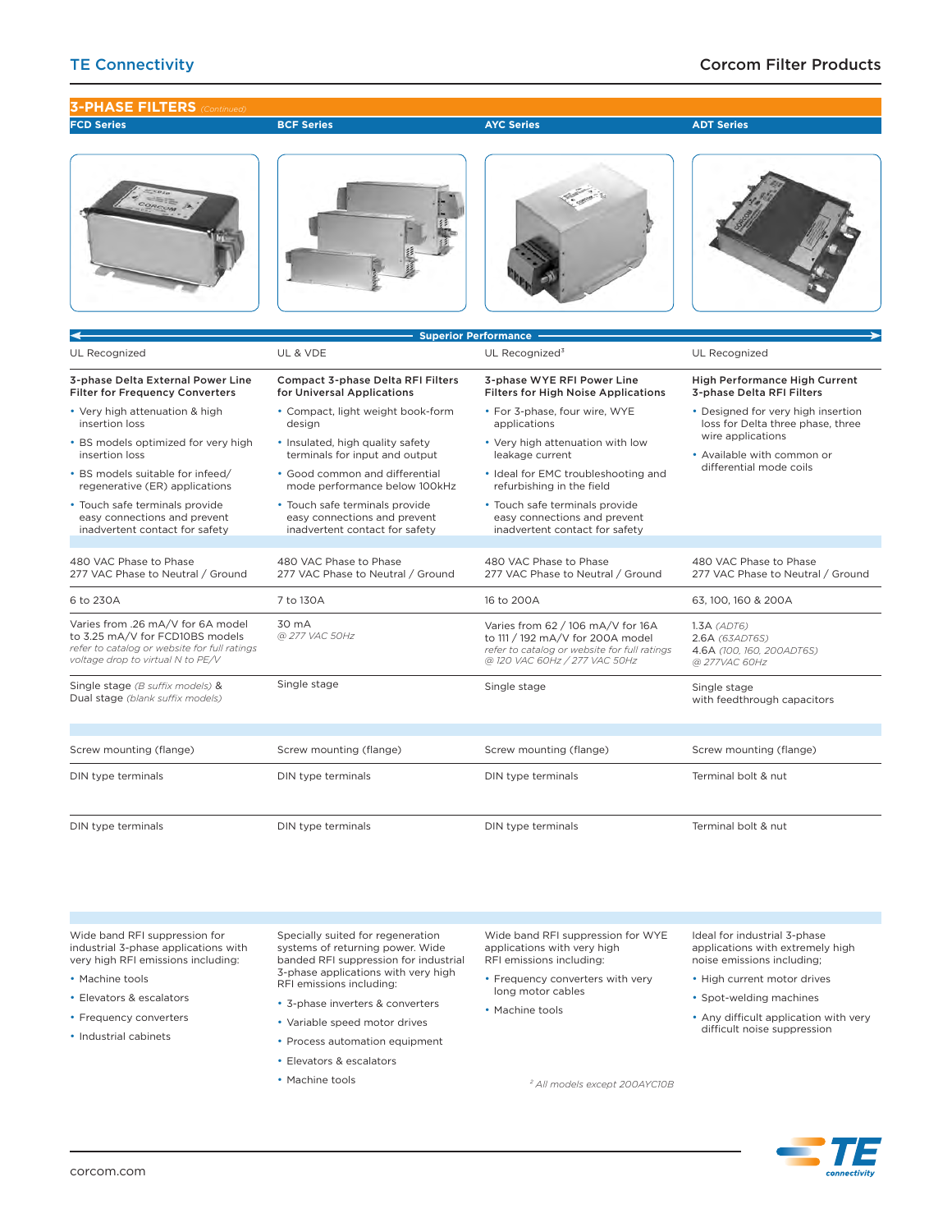## 3-PHASE FILTERS *(Continued)*

| FCD Series | BCF Series | AYC Series | ADT Series |
|---|---|---|---|
| **Superior Performance** | | | |
| UL Recognized | UL & VDE | UL Recognized[3] | UL Recognized |
| **3-phase Delta External Power Line Filter for Frequency Converters**<br>• Very high attenuation & high insertion loss<br>• BS models optimized for very high insertion loss<br>• BS models suitable for infeed/ regenerative (ER) applications<br>• Touch safe terminals provide easy connections and prevent inadvertent contact for safety | **Compact 3-phase Delta RFI Filters for Universal Applications**<br>• Compact, light weight book-form design<br>• Insulated, high quality safety terminals for input and output<br>• Good common and differential mode performance below 100kHz<br>• Touch safe terminals provide easy connections and prevent inadvertent contact for safety | **3-phase WYE RFI Power Line Filters for High Noise Applications**<br>• For 3-phase, four wire, WYE applications<br>• Very high attenuation with low leakage current<br>• Ideal for EMC troubleshooting and refurbishing in the field<br>• Touch safe terminals provide easy connections and prevent inadvertent contact for safety | **High Performance High Current 3-phase Delta RFI Filters**<br>• Designed for very high insertion loss for Delta three phase, three wire applications<br>• Available with common or differential mode coils |
| 480 VAC Phase to Phase<br>277 VAC Phase to Neutral / Ground | 480 VAC Phase to Phase<br>277 VAC Phase to Neutral / Ground | 480 VAC Phase to Phase<br>277 VAC Phase to Neutral / Ground | 480 VAC Phase to Phase<br>277 VAC Phase to Neutral / Ground |
| 6 to 230A | 7 to 130A | 16 to 200A | 63, 100, 160 & 200A |
| Varies from .26 mA/V for 6A model to 3.25 mA/V for FCD10BS models<br>*refer to catalog or website for full ratings voltage drop to virtual N to PE/V* | 30 mA<br>*@ 277 VAC 50Hz* | Varies from 62 / 106 mA/V for 16A to 111 / 192 mA/V for 200A model<br>*refer to catalog or website for full ratings @ 120 VAC 60Hz / 277 VAC 50Hz* | 1.3A *(ADT6)*<br>2.6A *(63ADT6S)*<br>4.6A *(100, 160, 200ADT6S)*<br>*@ 277VAC 60Hz* |
| Single stage *(B suffix models)* &<br>Dual stage *(blank suffix models)* | Single stage | Single stage | Single stage<br>with feedthrough capacitors |
| Screw mounting (flange) | Screw mounting (flange) | Screw mounting (flange) | Screw mounting (flange) |
| DIN type terminals | DIN type terminals | DIN type terminals | Terminal bolt & nut |
| DIN type terminals | DIN type terminals | DIN type terminals | Terminal bolt & nut |
| Wide band RFI suppression for industrial 3-phase applications with very high RFI emissions including:<br>• Machine tools<br>• Elevators & escalators<br>• Frequency converters<br>• Industrial cabinets | Specially suited for regeneration systems of returning power. Wide banded RFI suppression for industrial 3-phase applications with very high RFI emissions including:<br>• 3-phase inverters & converters<br>• Variable speed motor drives<br>• Process automation equipment<br>• Elevators & escalators<br>• Machine tools | Wide band RFI suppression for WYE applications with very high RFI emissions including:<br>• Frequency converters with very long motor cables<br>• Machine tools | Ideal for industrial 3-phase applications with extremely high noise emissions including;<br>• High current motor drives<br>• Spot-welding machines<br>• Any difficult application with very difficult noise suppression |

[3] *All models except 200AYC10B*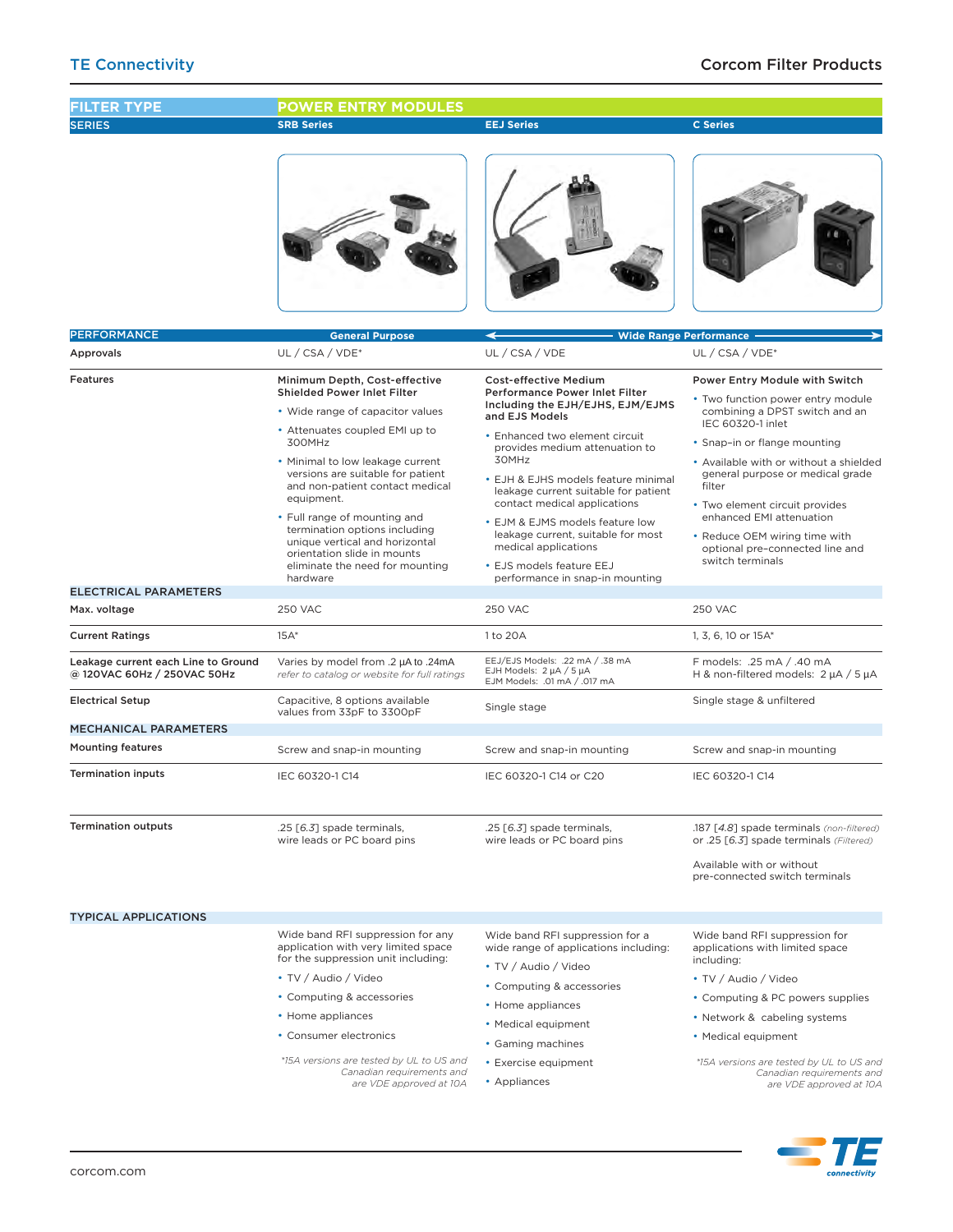| FILTER TYPE | POWER ENTRY MODULES | | |
|---|---|---|---|
| SERIES | SRB Series | EEJ Series | C Series |
| **PERFORMANCE** | General Purpose | Wide Range Performance | |
| **Approvals** | UL / CSA / VDE* | UL / CSA / VDE | UL / CSA / VDE* |
| **Features** | **Minimum Depth, Cost-effective Shielded Power Inlet Filter**<br>• Wide range of capacitor values<br>• Attenuates coupled EMI up to 300MHz<br>• Minimal to low leakage current versions are suitable for patient and non-patient contact medical equipment.<br>• Full range of mounting and termination options including unique vertical and horizontal orientation slide in mounts eliminate the need for mounting hardware | **Cost-effective Medium Performance Power Inlet Filter Including the EJH/EJHS, EJM/EJMS and EJS Models**<br>• Enhanced two element circuit provides medium attenuation to 30MHz<br>• EJH & EJHS models feature minimal leakage current suitable for patient contact medical applications<br>• EJM & EJMS models feature low leakage current, suitable for most medical applications<br>• EJS models feature EEJ performance in snap-in mounting | **Power Entry Module with Switch**<br>• Two function power entry module combining a DPST switch and an IEC 60320-1 inlet<br>• Snap–in or flange mounting<br>• Available with or without a shielded general purpose or medical grade filter<br>• Two element circuit provides enhanced EMI attenuation<br>• Reduce OEM wiring time with optional pre–connected line and switch terminals |
| **ELECTRICAL PARAMETERS** | | | |
| **Max. voltage** | 250 VAC | 250 VAC | 250 VAC |
| **Current Ratings** | 15A* | 1 to 20A | 1, 3, 6, 10 or 15A* |
| **Leakage current each Line to Ground @ 120VAC 60Hz / 250VAC 50Hz** | Varies by model from .2 µA to .24mA<br>*refer to catalog or website for full ratings* | EEJ/EJS Models: .22 mA / .38 mA<br>EJH Models: 2 µA / 5 µA<br>EJM Models: .01 mA / .017 mA | F models: .25 mA / .40 mA<br>H & non-filtered models: 2 µA / 5 µA |
| **Electrical Setup** | Capacitive, 8 options available values from 33pF to 3300pF | Single stage | Single stage & unfiltered |
| **MECHANICAL PARAMETERS** | | | |
| **Mounting features** | Screw and snap-in mounting | Screw and snap-in mounting | Screw and snap-in mounting |
| **Termination inputs** | IEC 60320-1 C14 | IEC 60320-1 C14 or C20 | IEC 60320-1 C14 |
| **Termination outputs** | .25 [*6.3*] spade terminals, wire leads or PC board pins | .25 [*6.3*] spade terminals, wire leads or PC board pins | .187 [*4.8*] spade terminals *(non-filtered)* or .25 [*6.3*] spade terminals *(Filtered)*<br><br>Available with or without pre-connected switch terminals |
| **TYPICAL APPLICATIONS** | | | |
| | Wide band RFI suppression for any application with very limited space for the suppression unit including:<br>• TV / Audio / Video<br>• Computing & accessories<br>• Home appliances<br>• Consumer electronics<br><br>*\*15A versions are tested by UL to US and Canadian requirements and are VDE approved at 10A* | Wide band RFI suppression for a wide range of applications including:<br>• TV / Audio / Video<br>• Computing & accessories<br>• Home appliances<br>• Medical equipment<br>• Gaming machines<br>• Exercise equipment<br>• Appliances | Wide band RFI suppression for applications with limited space including:<br>• TV / Audio / Video<br>• Computing & PC powers supplies<br>• Network & cabeling systems<br>• Medical equipment<br><br>*\*15A versions are tested by UL to US and Canadian requirements and are VDE approved at 10A* |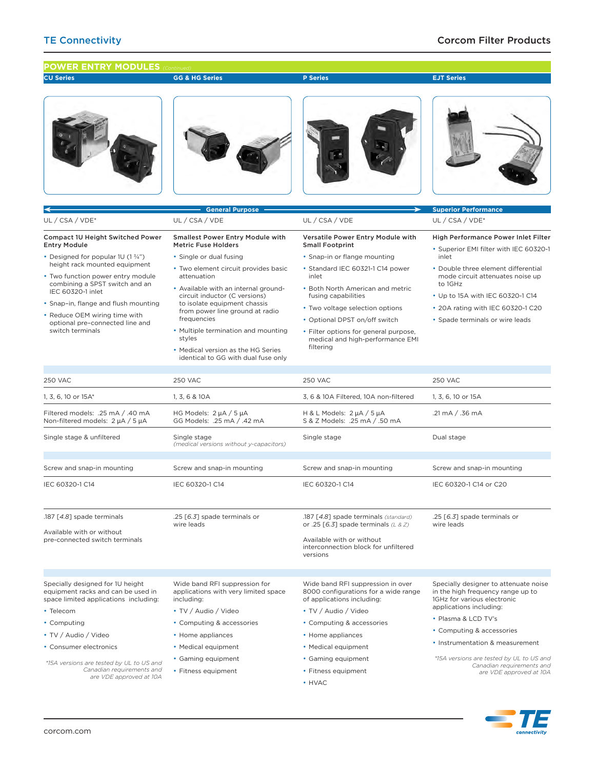## POWER ENTRY MODULES *(Continued)*

| CU Series | GG & HG Series | P Series | EJT Series |
|---|---|---|---|
| General Purpose | General Purpose | General Purpose | Superior Performance |
| UL / CSA / VDE* | UL / CSA / VDE | UL / CSA / VDE | UL / CSA / VDE* |
| **Compact 1U Height Switched Power Entry Module**<br>• Designed for popular 1U (1 ¾") height rack mounted equipment<br>• Two function power entry module combining a SPST switch and an IEC 60320-1 inlet<br>• Snap–in, flange and flush mounting<br>• Reduce OEM wiring time with optional pre–connected line and switch terminals | **Smallest Power Entry Module with Metric Fuse Holders**<br>• Single or dual fusing<br>• Two element circuit provides basic attenuation<br>• Available with an internal ground-circuit inductor (C versions) to isolate equipment chassis from power line ground at radio frequencies<br>• Multiple termination and mounting styles<br>• Medical version as the HG Series identical to GG with dual fuse only | **Versatile Power Entry Module with Small Footprint**<br>• Snap-in or flange mounting<br>• Standard IEC 60321-1 C14 power inlet<br>• Both North American and metric fusing capabilities<br>• Two voltage selection options<br>• Optional DPST on/off switch<br>• Filter options for general purpose, medical and high-performance EMI filtering | **High Performance Power Inlet Filter**<br>• Superior EMI filter with IEC 60320-1 inlet<br>• Double three element differential mode circuit attenuates noise up to 1GHz<br>• Up to 15A with IEC 60320-1 C14<br>• 20A rating with IEC 60320-1 C20<br>• Spade terminals or wire leads |
| 250 VAC | 250 VAC | 250 VAC | 250 VAC |
| 1, 3, 6, 10 or 15A* | 1, 3, 6 & 10A | 3, 6 & 10A Filtered, 10A non-filtered | 1, 3, 6, 10 or 15A |
| Filtered models: .25 mA / .40 mA<br>Non-filtered models: 2 µA / 5 µA | HG Models: 2 µA / 5 µA<br>GG Models: .25 mA / .42 mA | H & L Models: 2 µA / 5 µA<br>S & Z Models: .25 mA / .50 mA | .21 mA / .36 mA |
| Single stage & unfiltered | Single stage<br>*(medical versions without y-capacitors)* | Single stage | Dual stage |
| Screw and snap-in mounting | Screw and snap-in mounting | Screw and snap-in mounting | Screw and snap-in mounting |
| IEC 60320-1 C14 | IEC 60320-1 C14 | IEC 60320-1 C14 | IEC 60320-1 C14 or C20 |
| .187 [*4.8*] spade terminals<br><br>Available with or without pre-connected switch terminals | .25 [*6.3*] spade terminals or wire leads | .187 [*4.8*] spade terminals *(standard)* or .25 [*6.3*] spade terminals *(L & Z)*<br><br>Available with or without interconnection block for unfiltered versions | .25 [*6.3*] spade terminals or wire leads |
| Specially designed for 1U height equipment racks and can be used in space limited applications including:<br>• Telecom<br>• Computing<br>• TV / Audio / Video<br>• Consumer electronics<br><br>*\*15A versions are tested by UL to US and Canadian requirements and are VDE approved at 10A* | Wide band RFI suppression for applications with very limited space including:<br>• TV / Audio / Video<br>• Computing & accessories<br>• Home appliances<br>• Medical equipment<br>• Gaming equipment<br>• Fitness equipment | Wide band RFI suppression in over 8000 configurations for a wide range of applications including:<br>• TV / Audio / Video<br>• Computing & accessories<br>• Home appliances<br>• Medical equipment<br>• Gaming equipment<br>• Fitness equipment<br>• HVAC | Specially designer to attenuate noise in the high frequency range up to 1GHz for various electronic applications including:<br>• Plasma & LCD TV's<br>• Computing & accessories<br>• Instrumentation & measurement<br><br>*\*15A versions are tested by UL to US and Canadian requirements and are VDE approved at 10A* |

corcom.com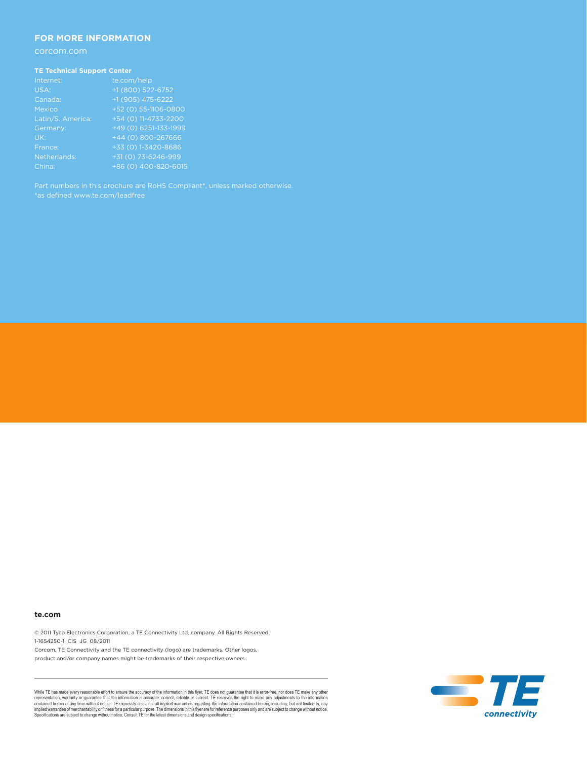## FOR MORE INFORMATION

corcom.com

**TE Technical Support Center**

| | |
|---|---|
| Internet: | te.com/help |
| USA: | +1 (800) 522-6752 |
| Canada: | +1 (905) 475-6222 |
| Mexico | +52 (0) 55-1106-0800 |
| Latin/S. America: | +54 (0) 11-4733-2200 |
| Germany: | +49 (0) 6251-133-1999 |
| UK: | +44 (0) 800-267666 |
| France: | +33 (0) 1-3420-8686 |
| Netherlands: | +31 (0) 73-6246-999 |
| China: | +86 (0) 400-820-6015 |

Part numbers in this brochure are RoHS Compliant*, unless marked otherwise.
*as defined www.te.com/leadfree

**te.com**

© 2011 Tyco Electronics Corporation, a TE Connectivity Ltd. company. All Rights Reserved.
1-1654250-1 CIS JG 08/2011
Corcom, TE Connectivity and the TE connectivity (logo) are trademarks. Other logos, product and/or company names might be trademarks of their respective owners.

While TE has made every reasonable effort to ensure the accuracy of the information in this flyer, TE does not guarantee that it is error-free, nor does TE make any other representation, warranty or guarantee that the information is accurate, correct, reliable or current. TE reserves the right to make any adjustments to the information contained herein at any time without notice. TE expressly disclaims all implied warranties regarding the information contained herein, including, but not limited to, any implied warranties of merchantability or fitness for a particular purpose. The dimensions in this flyer are for reference purposes only and are subject to change without notice. Specifications are subject to change without notice. Consult TE for the latest dimensions and design specifications.

TE connectivity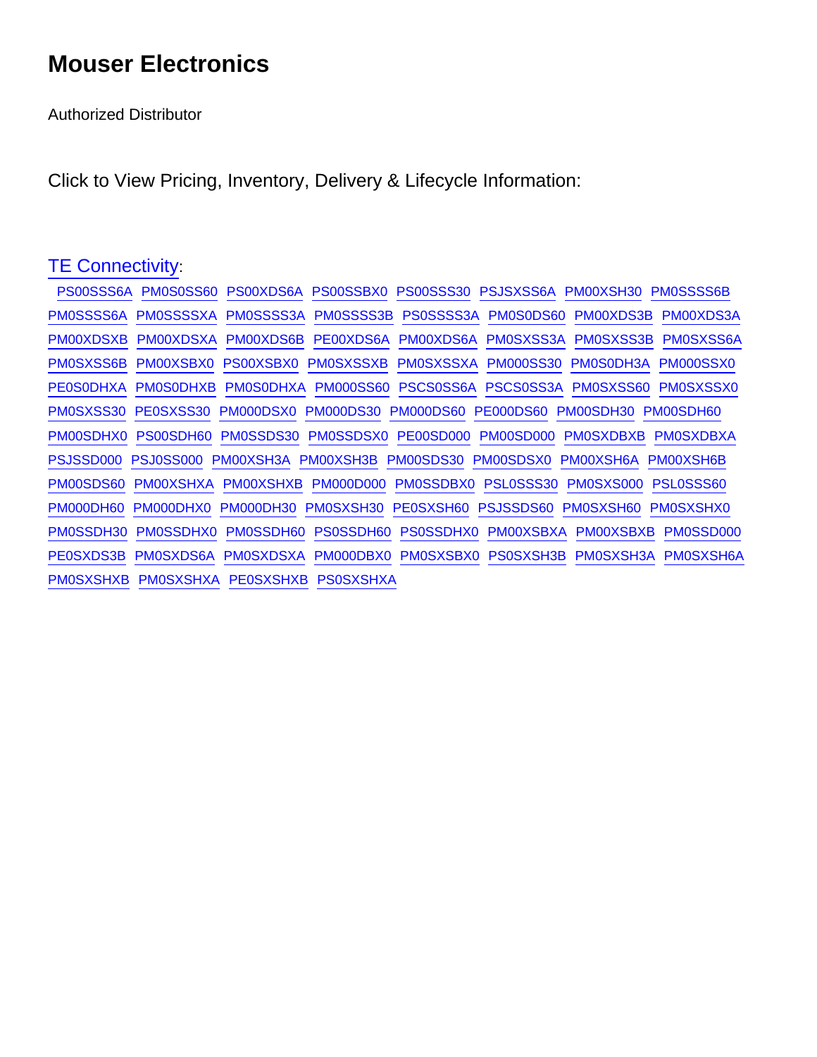# Mouser Electronics

Authorized Distributor

Click to View Pricing, Inventory, Delivery & Lifecycle Information:

TE Connectivity:

PS00SSS6A PM0S0SS60 PS00XDS6A PS00SSBX0 PS00SSS30 PSJSXSS6A PM00XSH30 PM0SSSS6B PM0SSSS6A PM0SSSSXA PM0SSSS3A PM0SSSS3B PS0SSSS3A PM0S0DS60 PM00XDS3B PM00XDS3A PM00XDSXB PM00XDSXA PM00XDS6B PE00XDS6A PM00XDS6A PM0SXSS3A PM0SXSS3B PM0SXSS6A PM0SXSS6B PM00XSBX0 PS00XSBX0 PM0SXSSXB PM0SXSSXA PM000SS30 PM0S0DH3A PM000SSX0 PE0S0DHXA PM0S0DHXB PM0S0DHXA PM000SS60 PSCS0SS6A PSCS0SS3A PM0SXSS60 PM0SXSSX0 PM0SXSS30 PE0SXSS30 PM000DSX0 PM000DS30 PM000DS60 PE000DS60 PM00SDH30 PM00SDH60 PM00SDHX0 PS00SDH60 PM0SSDS30 PM0SSDSX0 PE00SD000 PM00SD000 PM0SXDBXB PM0SXDBXA PSJSSD000 PSJ0SS000 PM00XSH3A PM00XSH3B PM00SDS30 PM00SDSX0 PM00XSH6A PM00XSH6B PM00SDS60 PM00XSHXA PM00XSHXB PM000D000 PM0SSDBX0 PSL0SSS30 PM0SXS000 PSL0SSS60 PM000DH60 PM000DHX0 PM000DH30 PM0SXSH30 PE0SXSH60 PSJSSDS60 PM0SXSH60 PM0SXSHX0 PM0SSDH30 PM0SSDHX0 PM0SSDH60 PS0SSDH60 PS0SSDHX0 PM00XSBXA PM00XSBXB PM0SSD000 PE0SXDS3B PM0SXDS6A PM0SXDSXA PM000DBX0 PM0SXSBX0 PS0SXSH3B PM0SXSH3A PM0SXSH6A PM0SXSHXB PM0SXSHXA PE0SXSHXB PS0SXSHXA